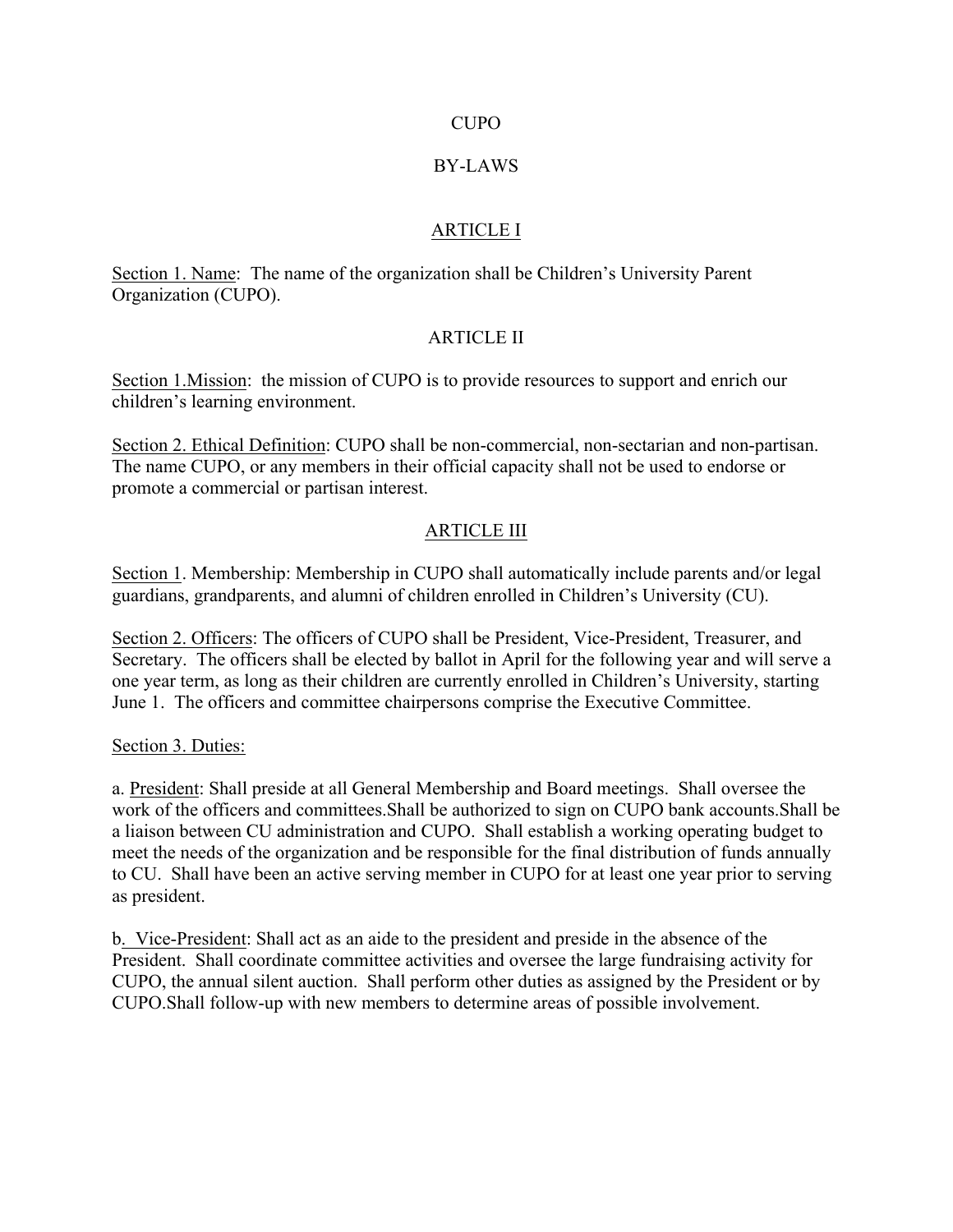# CUPO

# BY-LAWS

## ARTICLE I

Section 1. Name: The name of the organization shall be Children's University Parent Organization (CUPO).

## ARTICLE II

Section 1.Mission: the mission of CUPO is to provide resources to support and enrich our children's learning environment.

Section 2. Ethical Definition: CUPO shall be non-commercial, non-sectarian and non-partisan. The name CUPO, or any members in their official capacity shall not be used to endorse or promote a commercial or partisan interest.

## ARTICLE III

Section 1. Membership: Membership in CUPO shall automatically include parents and/or legal guardians, grandparents, and alumni of children enrolled in Children's University (CU).

Section 2. Officers: The officers of CUPO shall be President, Vice-President, Treasurer, and Secretary. The officers shall be elected by ballot in April for the following year and will serve a one year term, as long as their children are currently enrolled in Children's University, starting June 1. The officers and committee chairpersons comprise the Executive Committee.

Section 3. Duties:

a. President: Shall preside at all General Membership and Board meetings. Shall oversee the work of the officers and committees.Shall be authorized to sign on CUPO bank accounts.Shall be a liaison between CU administration and CUPO. Shall establish a working operating budget to meet the needs of the organization and be responsible for the final distribution of funds annually to CU. Shall have been an active serving member in CUPO for at least one year prior to serving as president.

b. Vice-President: Shall act as an aide to the president and preside in the absence of the President. Shall coordinate committee activities and oversee the large fundraising activity for CUPO, the annual silent auction. Shall perform other duties as assigned by the President or by CUPO.Shall follow-up with new members to determine areas of possible involvement.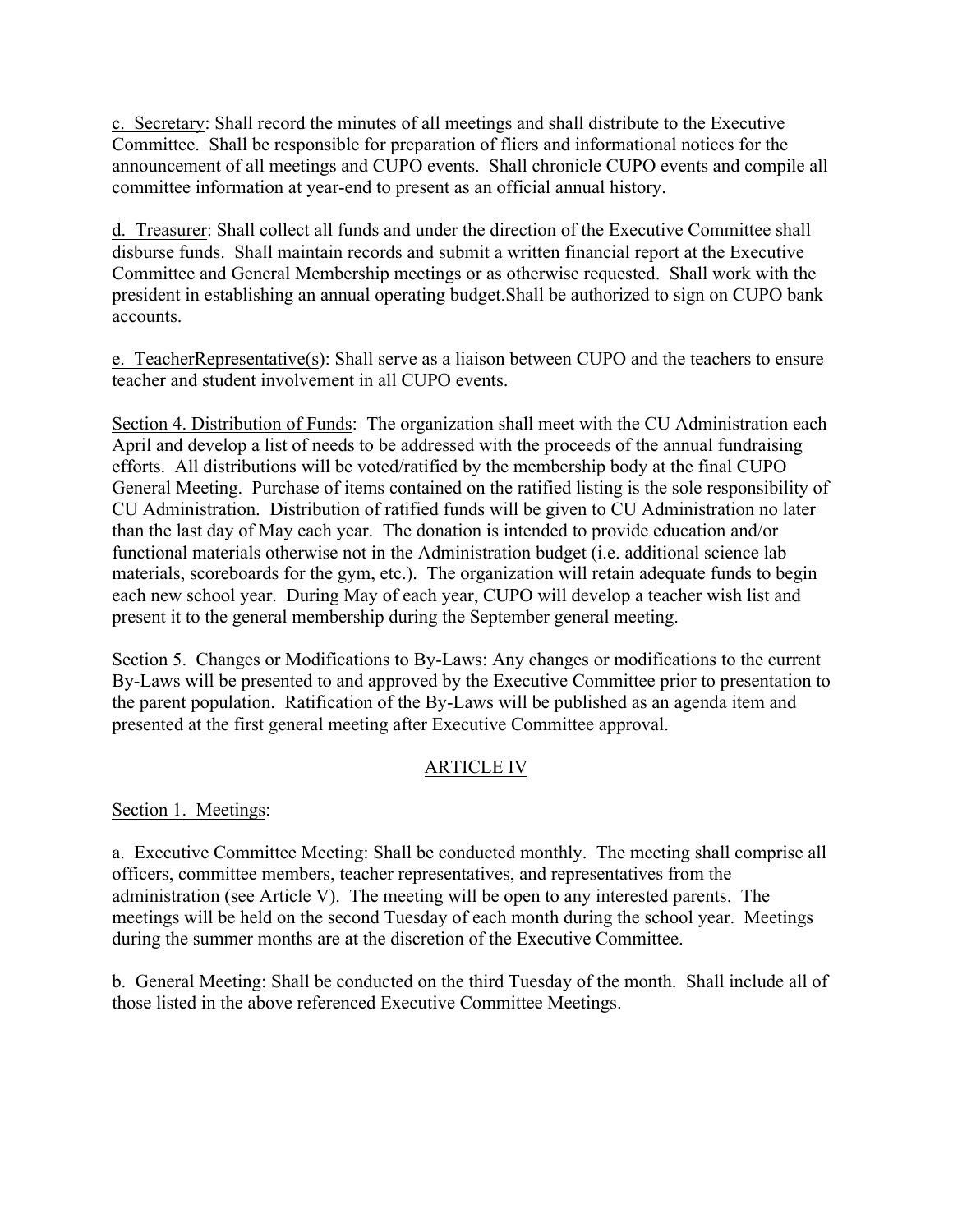c. Secretary: Shall record the minutes of all meetings and shall distribute to the Executive Committee. Shall be responsible for preparation of fliers and informational notices for the announcement of all meetings and CUPO events. Shall chronicle CUPO events and compile all committee information at year-end to present as an official annual history.

d. Treasurer: Shall collect all funds and under the direction of the Executive Committee shall disburse funds. Shall maintain records and submit a written financial report at the Executive Committee and General Membership meetings or as otherwise requested. Shall work with the president in establishing an annual operating budget.Shall be authorized to sign on CUPO bank accounts.

e. TeacherRepresentative(s): Shall serve as a liaison between CUPO and the teachers to ensure teacher and student involvement in all CUPO events.

Section 4. Distribution of Funds: The organization shall meet with the CU Administration each April and develop a list of needs to be addressed with the proceeds of the annual fundraising efforts. All distributions will be voted/ratified by the membership body at the final CUPO General Meeting. Purchase of items contained on the ratified listing is the sole responsibility of CU Administration. Distribution of ratified funds will be given to CU Administration no later than the last day of May each year. The donation is intended to provide education and/or functional materials otherwise not in the Administration budget (i.e. additional science lab materials, scoreboards for the gym, etc.). The organization will retain adequate funds to begin each new school year. During May of each year, CUPO will develop a teacher wish list and present it to the general membership during the September general meeting.

Section 5. Changes or Modifications to By-Laws: Any changes or modifications to the current By-Laws will be presented to and approved by the Executive Committee prior to presentation to the parent population. Ratification of the By-Laws will be published as an agenda item and presented at the first general meeting after Executive Committee approval.

## ARTICLE IV

Section 1. Meetings:

a. Executive Committee Meeting: Shall be conducted monthly. The meeting shall comprise all officers, committee members, teacher representatives, and representatives from the administration (see Article V). The meeting will be open to any interested parents. The meetings will be held on the second Tuesday of each month during the school year. Meetings during the summer months are at the discretion of the Executive Committee.

b. General Meeting: Shall be conducted on the third Tuesday of the month. Shall include all of those listed in the above referenced Executive Committee Meetings.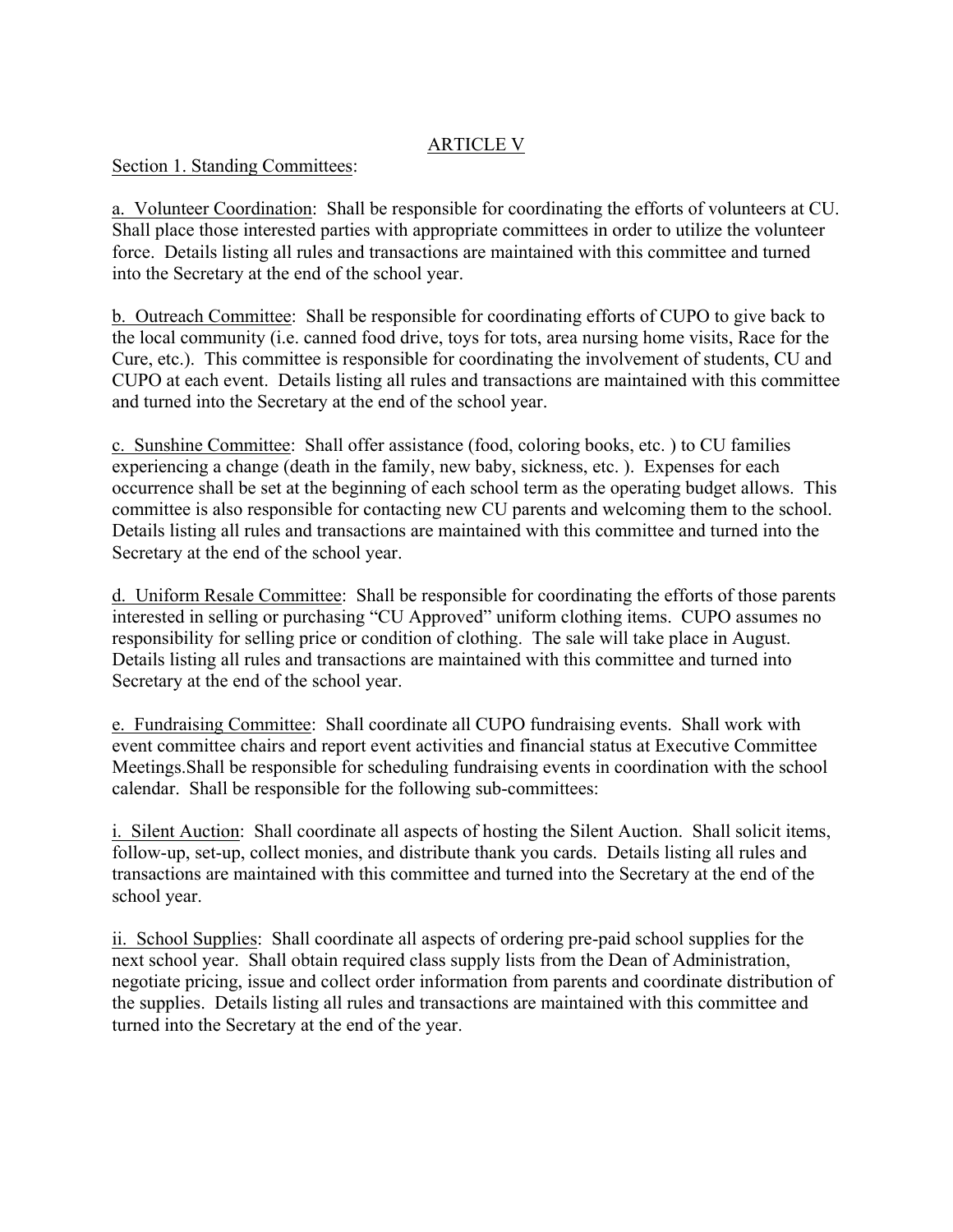## ARTICLE V

Section 1. Standing Committees:

a. Volunteer Coordination: Shall be responsible for coordinating the efforts of volunteers at CU. Shall place those interested parties with appropriate committees in order to utilize the volunteer force. Details listing all rules and transactions are maintained with this committee and turned into the Secretary at the end of the school year.

b. Outreach Committee: Shall be responsible for coordinating efforts of CUPO to give back to the local community (i.e. canned food drive, toys for tots, area nursing home visits, Race for the Cure, etc.). This committee is responsible for coordinating the involvement of students, CU and CUPO at each event. Details listing all rules and transactions are maintained with this committee and turned into the Secretary at the end of the school year.

c. Sunshine Committee: Shall offer assistance (food, coloring books, etc. ) to CU families experiencing a change (death in the family, new baby, sickness, etc. ). Expenses for each occurrence shall be set at the beginning of each school term as the operating budget allows. This committee is also responsible for contacting new CU parents and welcoming them to the school. Details listing all rules and transactions are maintained with this committee and turned into the Secretary at the end of the school year.

d. Uniform Resale Committee: Shall be responsible for coordinating the efforts of those parents interested in selling or purchasing "CU Approved" uniform clothing items. CUPO assumes no responsibility for selling price or condition of clothing. The sale will take place in August. Details listing all rules and transactions are maintained with this committee and turned into Secretary at the end of the school year.

e. Fundraising Committee: Shall coordinate all CUPO fundraising events. Shall work with event committee chairs and report event activities and financial status at Executive Committee Meetings.Shall be responsible for scheduling fundraising events in coordination with the school calendar. Shall be responsible for the following sub-committees:

i. Silent Auction: Shall coordinate all aspects of hosting the Silent Auction. Shall solicit items, follow-up, set-up, collect monies, and distribute thank you cards. Details listing all rules and transactions are maintained with this committee and turned into the Secretary at the end of the school year.

ii. School Supplies: Shall coordinate all aspects of ordering pre-paid school supplies for the next school year. Shall obtain required class supply lists from the Dean of Administration, negotiate pricing, issue and collect order information from parents and coordinate distribution of the supplies. Details listing all rules and transactions are maintained with this committee and turned into the Secretary at the end of the year.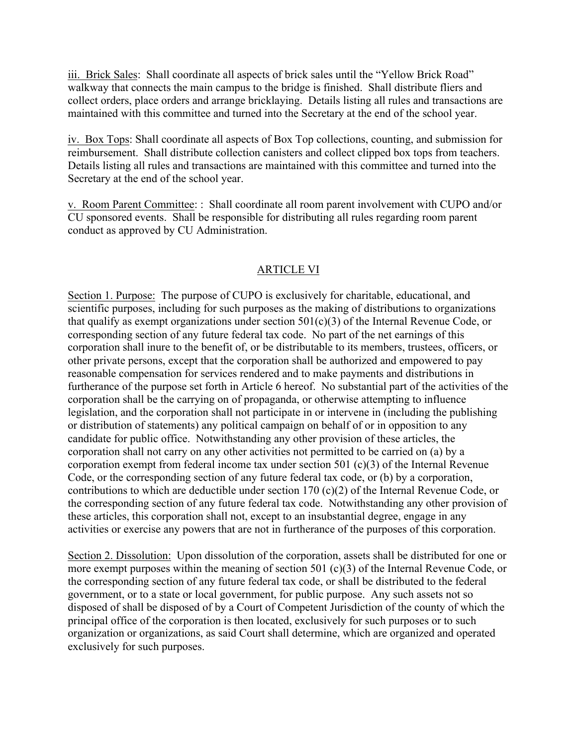iii. Brick Sales: Shall coordinate all aspects of brick sales until the "Yellow Brick Road" walkway that connects the main campus to the bridge is finished. Shall distribute fliers and collect orders, place orders and arrange bricklaying. Details listing all rules and transactions are maintained with this committee and turned into the Secretary at the end of the school year.

iv. Box Tops: Shall coordinate all aspects of Box Top collections, counting, and submission for reimbursement. Shall distribute collection canisters and collect clipped box tops from teachers. Details listing all rules and transactions are maintained with this committee and turned into the Secretary at the end of the school year.

v. Room Parent Committee: : Shall coordinate all room parent involvement with CUPO and/or CU sponsored events. Shall be responsible for distributing all rules regarding room parent conduct as approved by CU Administration.

## ARTICLE VI

Section 1. Purpose: The purpose of CUPO is exclusively for charitable, educational, and scientific purposes, including for such purposes as the making of distributions to organizations that qualify as exempt organizations under section 501(c)(3) of the Internal Revenue Code, or corresponding section of any future federal tax code. No part of the net earnings of this corporation shall inure to the benefit of, or be distributable to its members, trustees, officers, or other private persons, except that the corporation shall be authorized and empowered to pay reasonable compensation for services rendered and to make payments and distributions in furtherance of the purpose set forth in Article 6 hereof. No substantial part of the activities of the corporation shall be the carrying on of propaganda, or otherwise attempting to influence legislation, and the corporation shall not participate in or intervene in (including the publishing or distribution of statements) any political campaign on behalf of or in opposition to any candidate for public office. Notwithstanding any other provision of these articles, the corporation shall not carry on any other activities not permitted to be carried on (a) by a corporation exempt from federal income tax under section 501 (c)(3) of the Internal Revenue Code, or the corresponding section of any future federal tax code, or (b) by a corporation, contributions to which are deductible under section 170 (c)(2) of the Internal Revenue Code, or the corresponding section of any future federal tax code. Notwithstanding any other provision of these articles, this corporation shall not, except to an insubstantial degree, engage in any activities or exercise any powers that are not in furtherance of the purposes of this corporation.

Section 2. Dissolution: Upon dissolution of the corporation, assets shall be distributed for one or more exempt purposes within the meaning of section 501 (c)(3) of the Internal Revenue Code, or the corresponding section of any future federal tax code, or shall be distributed to the federal government, or to a state or local government, for public purpose. Any such assets not so disposed of shall be disposed of by a Court of Competent Jurisdiction of the county of which the principal office of the corporation is then located, exclusively for such purposes or to such organization or organizations, as said Court shall determine, which are organized and operated exclusively for such purposes.